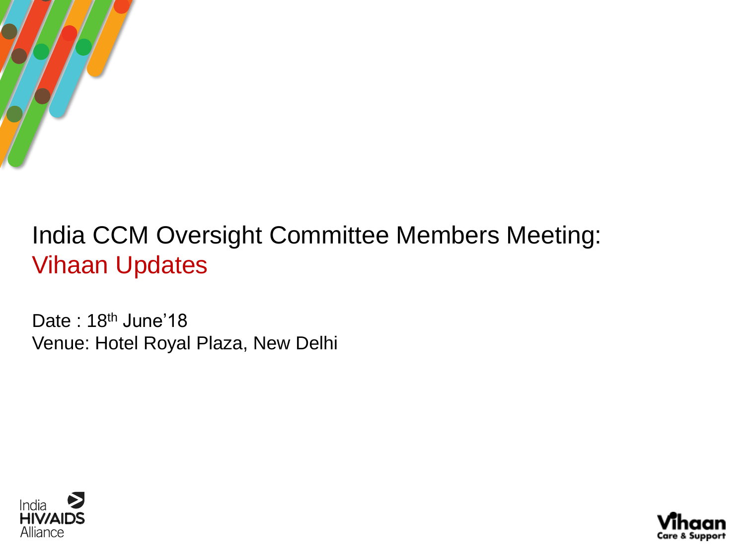# India CCM Oversight Committee Members Meeting: Vihaan Updates

Date : 18th June'18

Venue: Hotel Royal Plaza, New Delhi

India HIV/AIDS Alliance

Vihaan Care & Support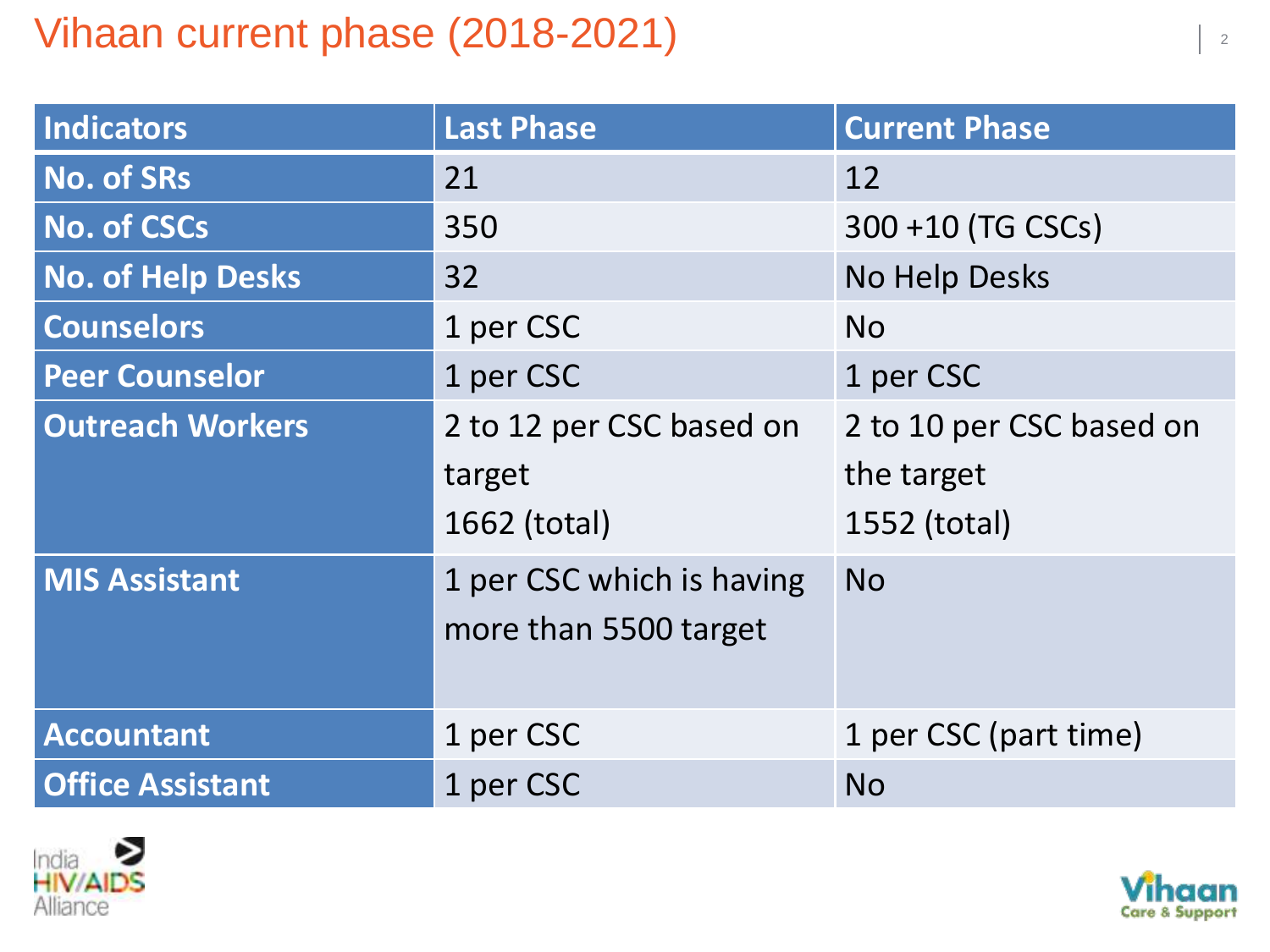# Vihaan current phase (2018-2021)

| Indicators | Last Phase | Current Phase |
| --- | --- | --- |
| No. of SRs | 21 | 12 |
| No. of CSCs | 350 | 300 +10 (TG CSCs) |
| No. of Help Desks | 32 | No Help Desks |
| Counselors | 1 per CSC | No |
| Peer Counselor | 1 per CSC | 1 per CSC |
| Outreach Workers | 2 to 12 per CSC based on target<br>1662 (total) | 2 to 10 per CSC based on the target<br>1552 (total) |
| MIS Assistant | 1 per CSC which is having more than 5500 target | No |
| Accountant | 1 per CSC | 1 per CSC (part time) |
| Office Assistant | 1 per CSC | No |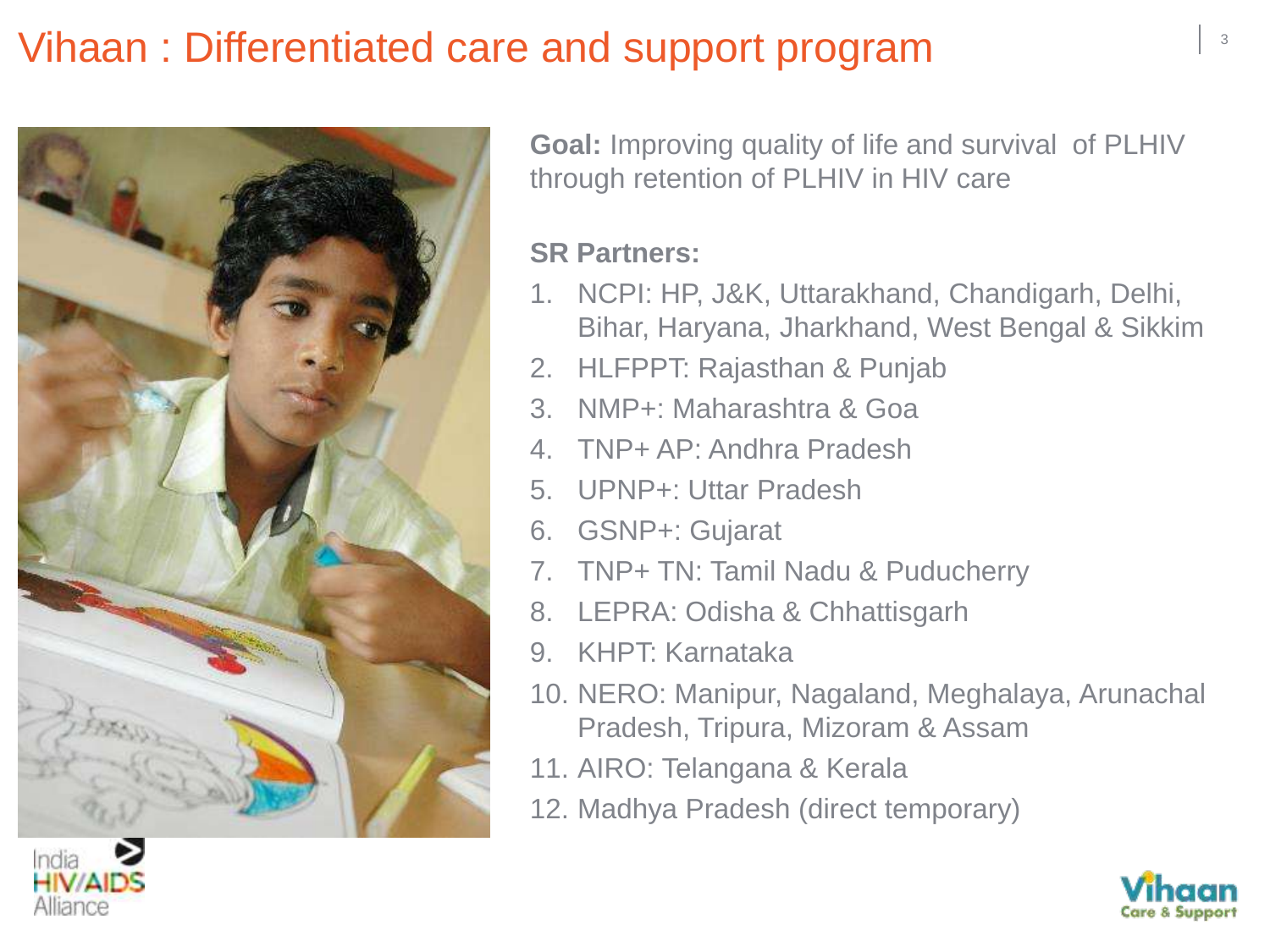# Vihaan : Differentiated care and support program

**Goal:** Improving quality of life and survival of PLHIV through retention of PLHIV in HIV care

**SR Partners:**

1. NCPI: HP, J&K, Uttarakhand, Chandigarh, Delhi, Bihar, Haryana, Jharkhand, West Bengal & Sikkim
2. HLFPPT: Rajasthan & Punjab
3. NMP+: Maharashtra & Goa
4. TNP+ AP: Andhra Pradesh
5. UPNP+: Uttar Pradesh
6. GSNP+: Gujarat
7. TNP+ TN: Tamil Nadu & Puducherry
8. LEPRA: Odisha & Chhattisgarh
9. KHPT: Karnataka
10. NERO: Manipur, Nagaland, Meghalaya, Arunachal Pradesh, Tripura, Mizoram & Assam
11. AIRO: Telangana & Kerala
12. Madhya Pradesh (direct temporary)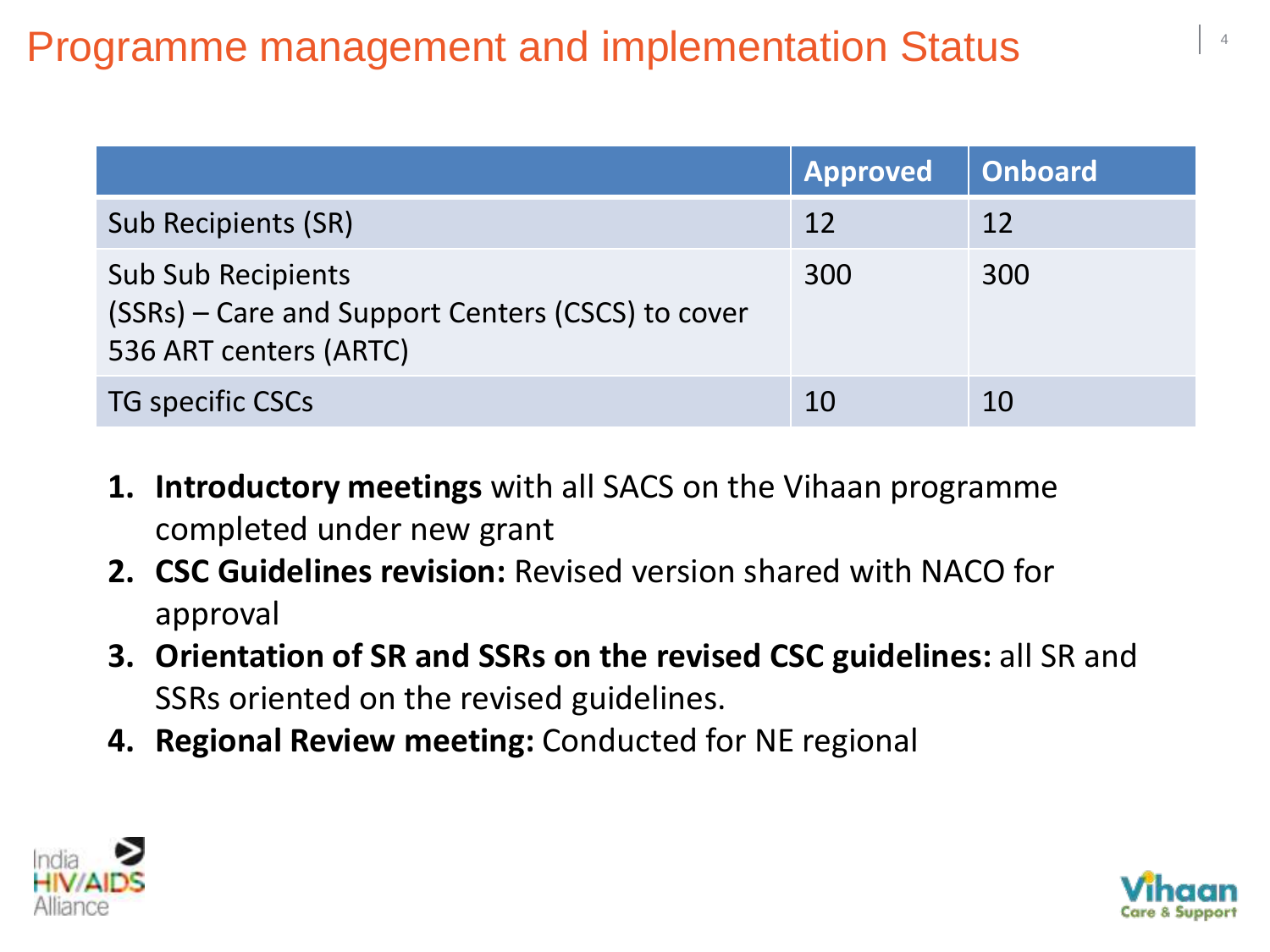# Programme management and implementation Status

| | Approved | Onboard |
|---|---|---|
| Sub Recipients (SR) | 12 | 12 |
| Sub Sub Recipients (SSRs) – Care and Support Centers (CSCS) to cover 536 ART centers (ARTC) | 300 | 300 |
| TG specific CSCs | 10 | 10 |

1. **Introductory meetings** with all SACS on the Vihaan programme completed under new grant
2. **CSC Guidelines revision:** Revised version shared with NACO for approval
3. **Orientation of SR and SSRs on the revised CSC guidelines:** all SR and SSRs oriented on the revised guidelines.
4. **Regional Review meeting:** Conducted for NE regional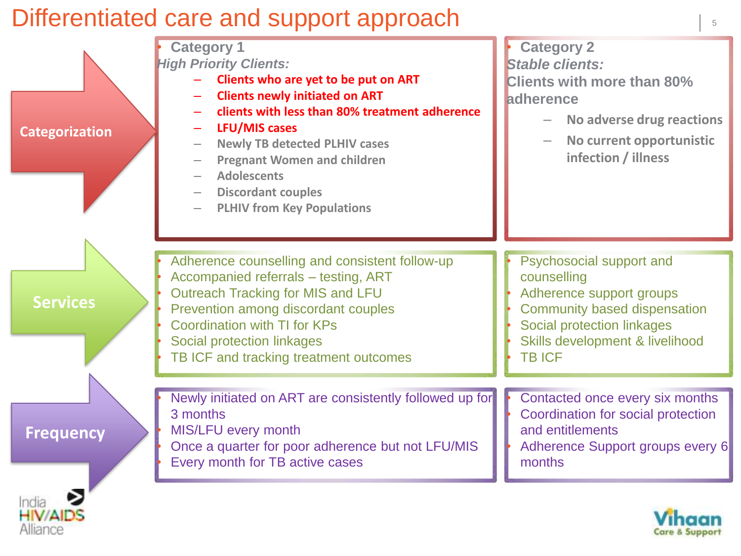# Differentiated care and support approach

## Categorization

**Category 1**

*High Priority Clients:*

- **Clients who are yet to be put on ART**
- **Clients newly initiated on ART**
- **clients with less than 80% treatment adherence**
- **LFU/MIS cases**
- Newly TB detected PLHIV cases
- Pregnant Women and children
- Adolescents
- Discordant couples
- PLHIV from Key Populations

**Category 2**

*Stable clients:*

Clients with more than 80% adherence

- No adverse drug reactions
- No current opportunistic infection / illness

## Services

**Category 1**

- Adherence counselling and consistent follow-up
- Accompanied referrals – testing, ART
- Outreach Tracking for MIS and LFU
- Prevention among discordant couples
- Coordination with TI for KPs
- Social protection linkages
- TB ICF and tracking treatment outcomes

**Category 2**

- Psychosocial support and counselling
- Adherence support groups
- Community based dispensation
- Social protection linkages
- Skills development & livelihood
- TB ICF

## Frequency

**Category 1**

- Newly initiated on ART are consistently followed up for 3 months
- MIS/LFU every month
- Once a quarter for poor adherence but not LFU/MIS
- Every month for TB active cases

**Category 2**

- Contacted once every six months
- Coordination for social protection and entitlements
- Adherence Support groups every 6 months

India HIV/AIDS Alliance

Vihaan Care & Support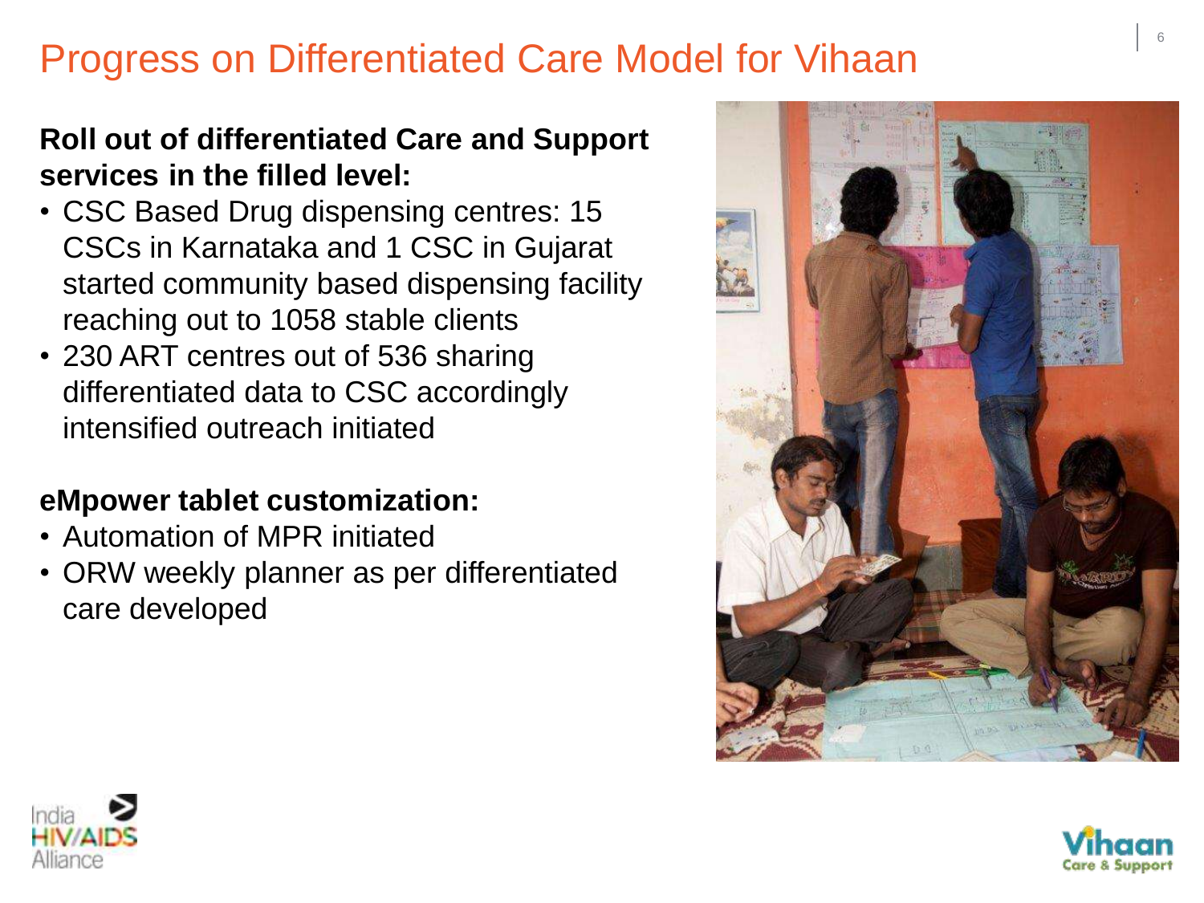# Progress on Differentiated Care Model for Vihaan

**Roll out of differentiated Care and Support services in the filled level:**

- CSC Based Drug dispensing centres: 15 CSCs in Karnataka and 1 CSC in Gujarat started community based dispensing facility reaching out to 1058 stable clients
- 230 ART centres out of 536 sharing differentiated data to CSC accordingly intensified outreach initiated

**eMpower tablet customization:**

- Automation of MPR initiated
- ORW weekly planner as per differentiated care developed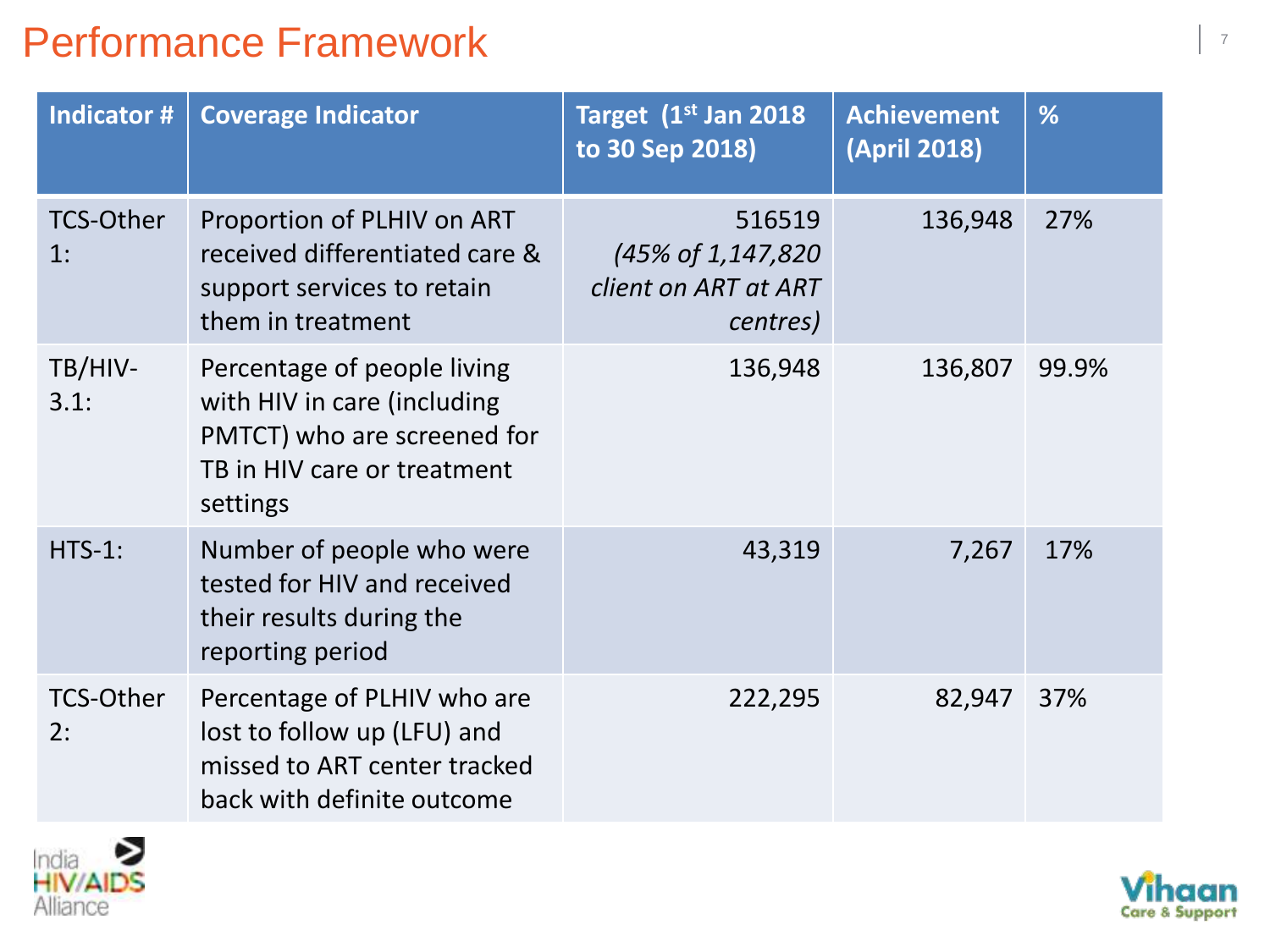# Performance Framework

| Indicator # | Coverage Indicator | Target (1st Jan 2018 to 30 Sep 2018) | Achievement (April 2018) | % |
|---|---|---|---|---|
| TCS-Other 1: | Proportion of PLHIV on ART received differentiated care & support services to retain them in treatment | 516519 *(45% of 1,147,820 client on ART at ART centres)* | 136,948 | 27% |
| TB/HIV-3.1: | Percentage of people living with HIV in care (including PMTCT) who are screened for TB in HIV care or treatment settings | 136,948 | 136,807 | 99.9% |
| HTS-1: | Number of people who were tested for HIV and received their results during the reporting period | 43,319 | 7,267 | 17% |
| TCS-Other 2: | Percentage of PLHIV who are lost to follow up (LFU) and missed to ART center tracked back with definite outcome | 222,295 | 82,947 | 37% |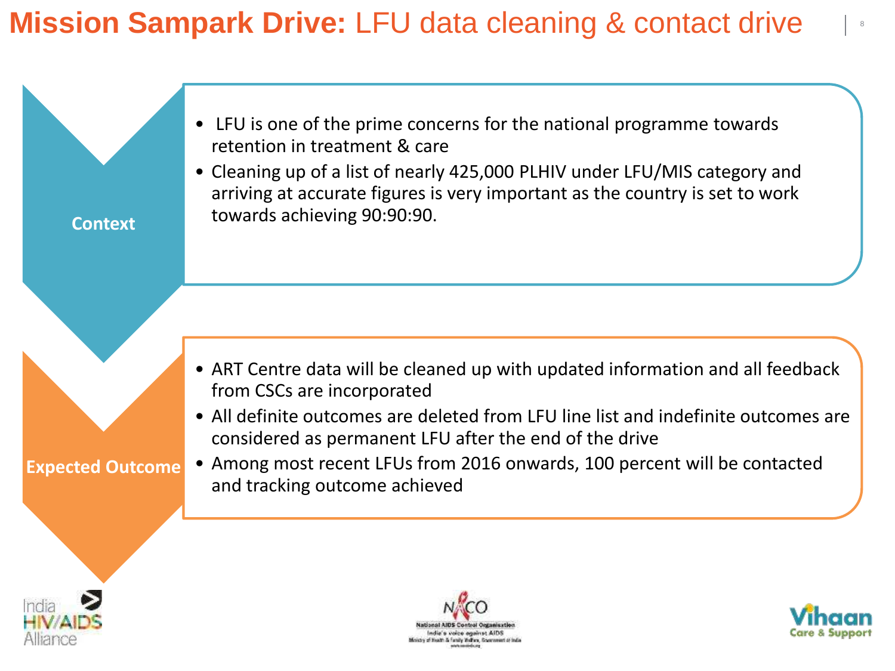# **Mission Sampark Drive:** LFU data cleaning & contact drive

**Context**

- LFU is one of the prime concerns for the national programme towards retention in treatment & care
- Cleaning up of a list of nearly 425,000 PLHIV under LFU/MIS category and arriving at accurate figures is very important as the country is set to work towards achieving 90:90:90.

**Expected Outcome**

- ART Centre data will be cleaned up with updated information and all feedback from CSCs are incorporated
- All definite outcomes are deleted from LFU line list and indefinite outcomes are considered as permanent LFU after the end of the drive
- Among most recent LFUs from 2016 onwards, 100 percent will be contacted and tracking outcome achieved

India HIV/AIDS Alliance

NACO
National AIDS Control Organisation
India's voice against AIDS
Ministry of Health & Family Welfare, Government of India

Vihaan Care & Support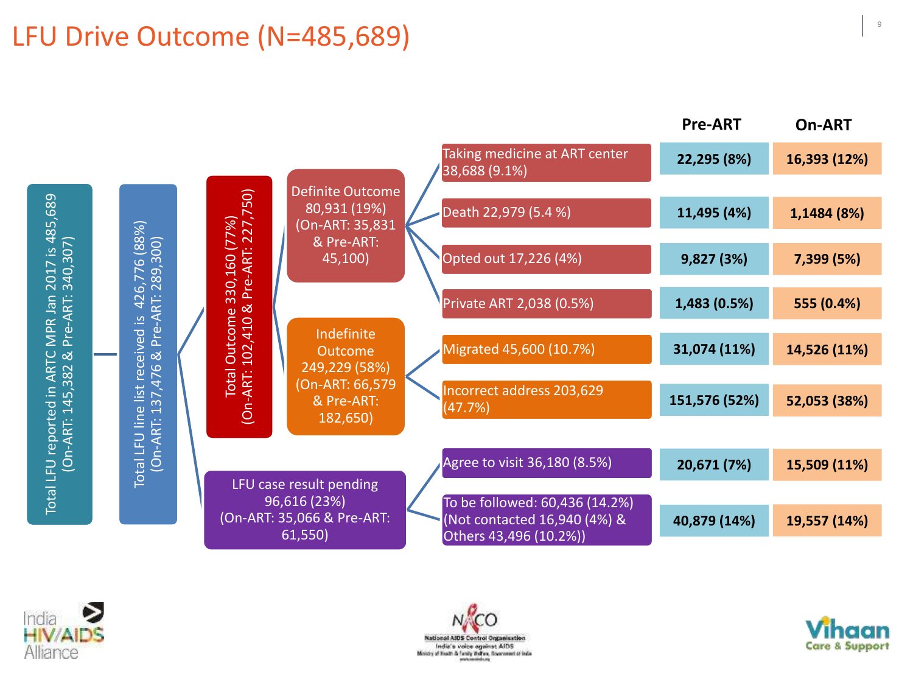# LFU Drive Outcome (N=485,689)

Total LFU reported in ARTC MPR Jan 2017 is 485,689 (On-ART: 145,382 & Pre-ART: 340,307)

Total LFU line list received is 426,776 (88%) (On-ART: 137,476 & Pre-ART: 289,300)

- Total Outcome 330,160 (77%) (On-ART: 102,410 & Pre-ART: 227,750)
  - Definite Outcome 80,931 (19%) (On-ART: 35,831 & Pre-ART: 45,100)
  - Indefinite Outcome 249,229 (58%) (On-ART: 66,579 & Pre-ART: 182,650)
- LFU case result pending 96,616 (23%) (On-ART: 35,066 & Pre-ART: 61,550)

| Outcome | Pre-ART | On-ART |
|---|---|---|
| Taking medicine at ART center 38,688 (9.1%) | 22,295 (8%) | 16,393 (12%) |
| Death 22,979 (5.4 %) | 11,495 (4%) | 1,1484 (8%) |
| Opted out 17,226 (4%) | 9,827 (3%) | 7,399 (5%) |
| Private ART 2,038 (0.5%) | 1,483 (0.5%) | 555 (0.4%) |
| Migrated 45,600 (10.7%) | 31,074 (11%) | 14,526 (11%) |
| Incorrect address 203,629 (47.7%) | 151,576 (52%) | 52,053 (38%) |
| Agree to visit 36,180 (8.5%) | 20,671 (7%) | 15,509 (11%) |
| To be followed: 60,436 (14.2%) (Not contacted 16,940 (4%) & Others 43,496 (10.2%)) | 40,879 (14%) | 19,557 (14%) |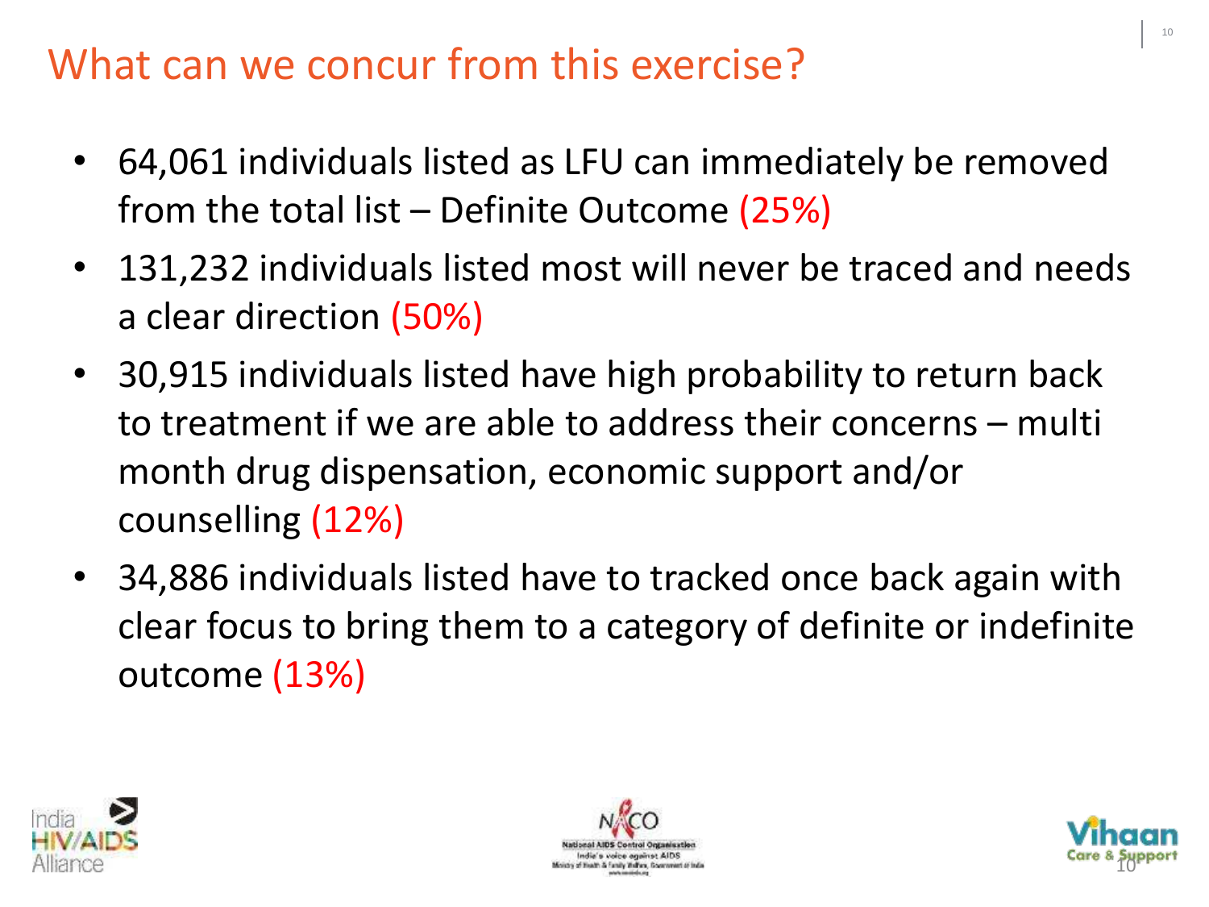# What can we concur from this exercise?

- 64,061 individuals listed as LFU can immediately be removed from the total list – Definite Outcome (25%)
- 131,232 individuals listed most will never be traced and needs a clear direction (50%)
- 30,915 individuals listed have high probability to return back to treatment if we are able to address their concerns – multi month drug dispensation, economic support and/or counselling (12%)
- 34,886 individuals listed have to tracked once back again with clear focus to bring them to a category of definite or indefinite outcome (13%)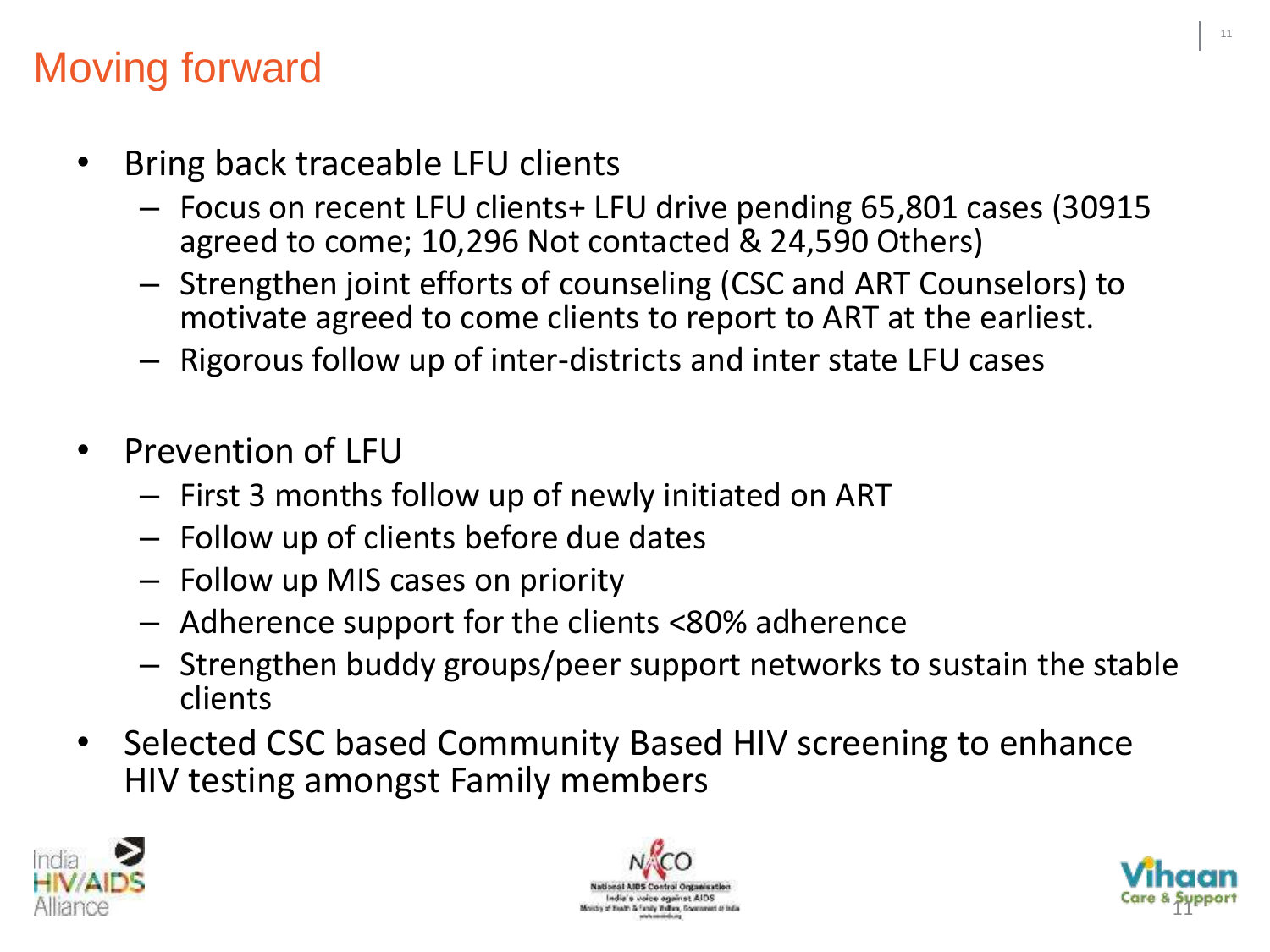# Moving forward

- Bring back traceable LFU clients
  - Focus on recent LFU clients+ LFU drive pending 65,801 cases (30915 agreed to come; 10,296 Not contacted & 24,590 Others)
  - Strengthen joint efforts of counseling (CSC and ART Counselors) to motivate agreed to come clients to report to ART at the earliest.
  - Rigorous follow up of inter-districts and inter state LFU cases

- Prevention of LFU
  - First 3 months follow up of newly initiated on ART
  - Follow up of clients before due dates
  - Follow up MIS cases on priority
  - Adherence support for the clients <80% adherence
  - Strengthen buddy groups/peer support networks to sustain the stable clients
- Selected CSC based Community Based HIV screening to enhance HIV testing amongst Family members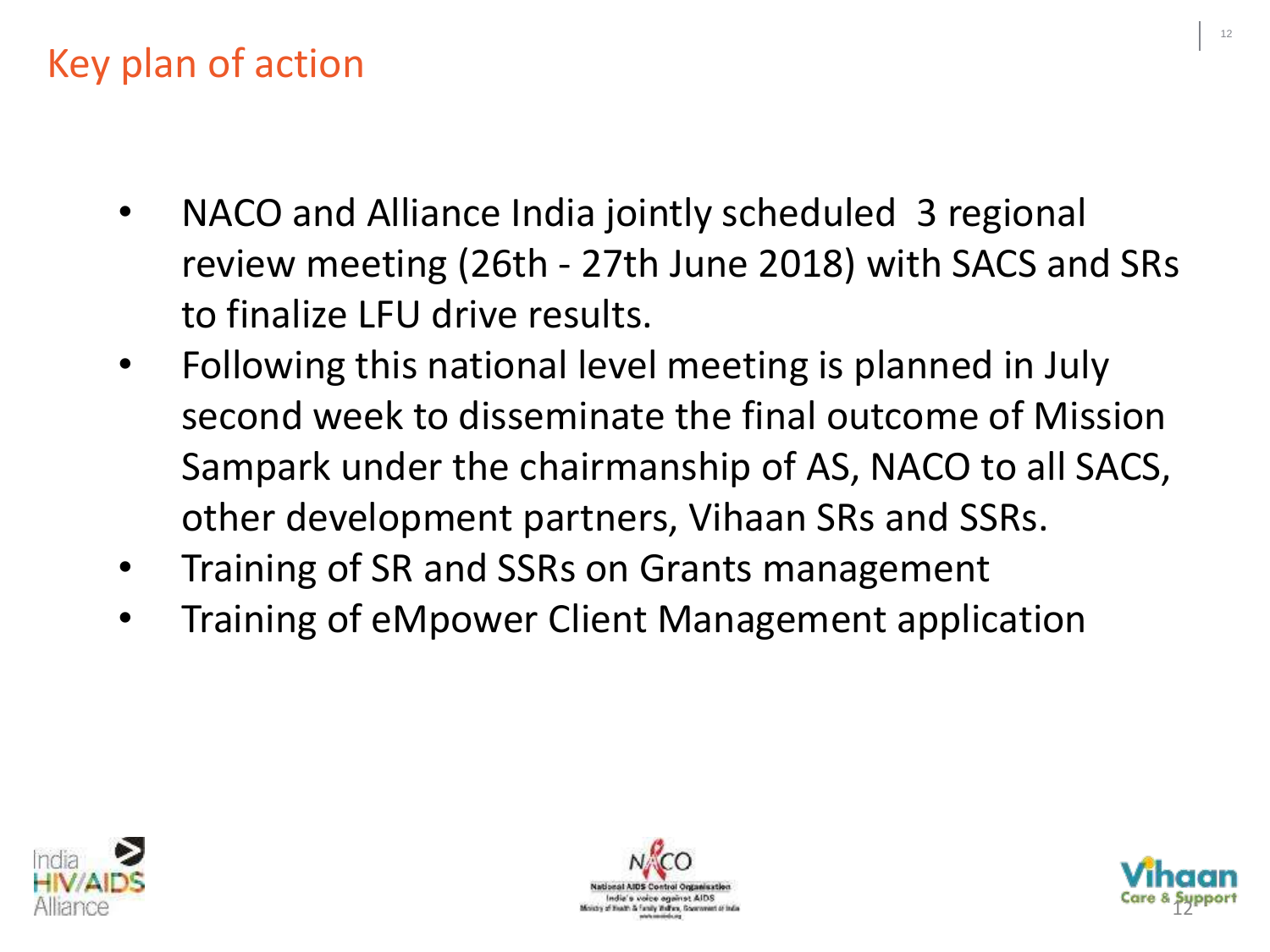# Key plan of action

- NACO and Alliance India jointly scheduled  3 regional review meeting (26th - 27th June 2018) with SACS and SRs to finalize LFU drive results.
- Following this national level meeting is planned in July second week to disseminate the final outcome of Mission Sampark under the chairmanship of AS, NACO to all SACS, other development partners, Vihaan SRs and SSRs.
- Training of SR and SSRs on Grants management
- Training of eMpower Client Management application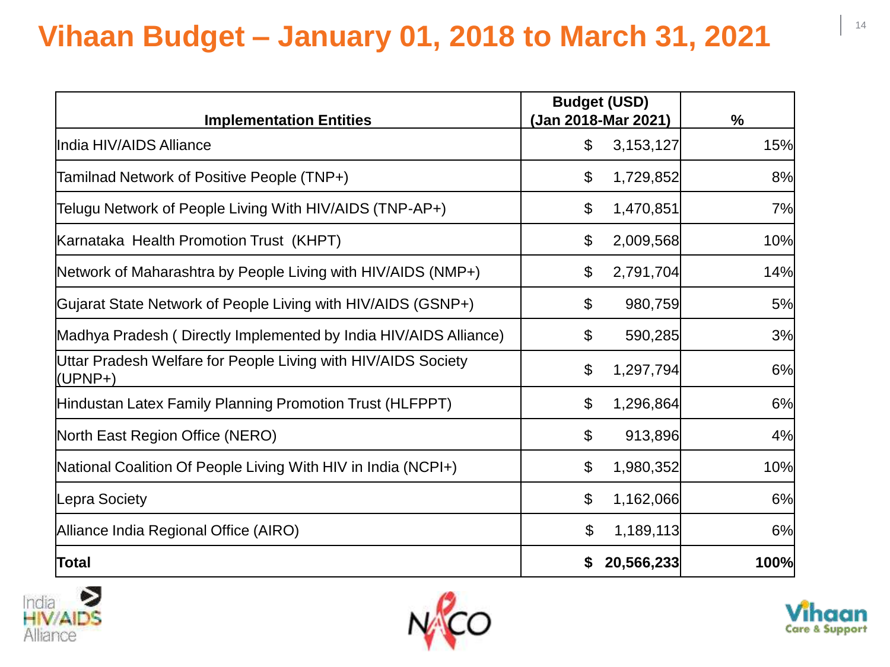# Vihaan Budget – January 01, 2018 to March 31, 2021

| Implementation Entities | Budget (USD) (Jan 2018-Mar 2021) | % |
|---|---|---|
| India HIV/AIDS Alliance | $ 3,153,127 | 15% |
| Tamilnad Network of Positive People (TNP+) | $ 1,729,852 | 8% |
| Telugu Network of People Living With HIV/AIDS (TNP-AP+) | $ 1,470,851 | 7% |
| Karnataka Health Promotion Trust (KHPT) | $ 2,009,568 | 10% |
| Network of Maharashtra by People Living with HIV/AIDS (NMP+) | $ 2,791,704 | 14% |
| Gujarat State Network of People Living with HIV/AIDS (GSNP+) | $ 980,759 | 5% |
| Madhya Pradesh ( Directly Implemented by India HIV/AIDS Alliance) | $ 590,285 | 3% |
| Uttar Pradesh Welfare for People Living with HIV/AIDS Society (UPNP+) | $ 1,297,794 | 6% |
| Hindustan Latex Family Planning Promotion Trust (HLFPPT) | $ 1,296,864 | 6% |
| North East Region Office (NERO) | $ 913,896 | 4% |
| National Coalition Of People Living With HIV in India (NCPI+) | $ 1,980,352 | 10% |
| Lepra Society | $ 1,162,066 | 6% |
| Alliance India Regional Office (AIRO) | $ 1,189,113 | 6% |
| **Total** | **$ 20,566,233** | **100%** |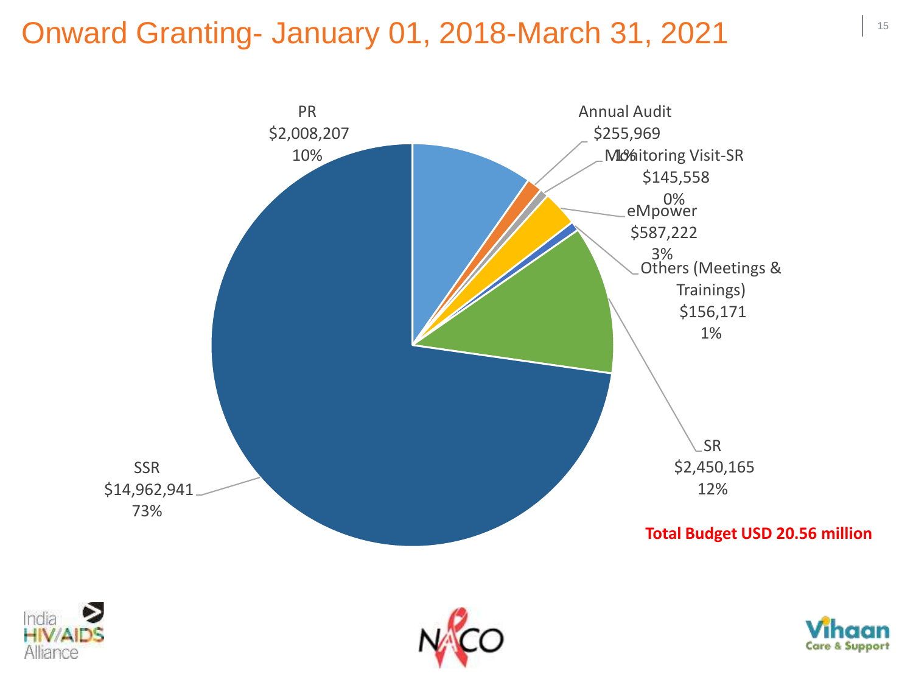# Onward Granting- January 01, 2018-March 31, 2021

| Category | Amount | Percentage |
| --- | --- | --- |
| PR | $2,008,207 | 10% |
| Annual Audit | $255,969 | 1% |
| Monitoring Visit-SR | $145,558 | 0% |
| eMpower | $587,222 | 3% |
| Others (Meetings & Trainings) | $156,171 | 1% |
| SR | $2,450,165 | 12% |
| SSR | $14,962,941 | 73% |

**Total Budget USD 20.56 million**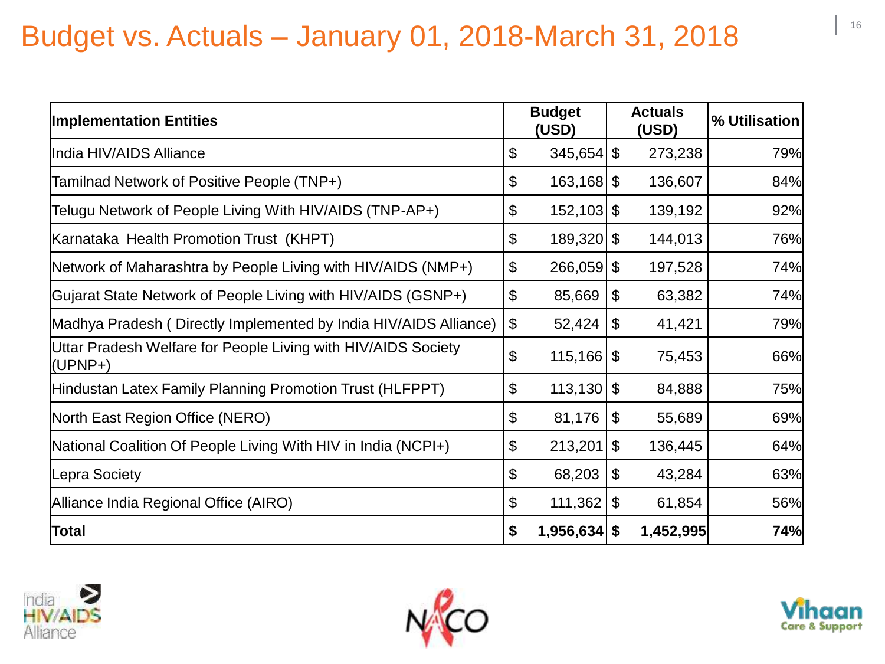# Budget vs. Actuals – January 01, 2018-March 31, 2018

| Implementation Entities | Budget (USD) | Actuals (USD) | % Utilisation |
|---|---|---|---|
| India HIV/AIDS Alliance | $ 345,654 | $ 273,238 | 79% |
| Tamilnad Network of Positive People (TNP+) | $ 163,168 | $ 136,607 | 84% |
| Telugu Network of People Living With HIV/AIDS (TNP-AP+) | $ 152,103 | $ 139,192 | 92% |
| Karnataka Health Promotion Trust (KHPT) | $ 189,320 | $ 144,013 | 76% |
| Network of Maharashtra by People Living with HIV/AIDS (NMP+) | $ 266,059 | $ 197,528 | 74% |
| Gujarat State Network of People Living with HIV/AIDS (GSNP+) | $ 85,669 | $ 63,382 | 74% |
| Madhya Pradesh ( Directly Implemented by India HIV/AIDS Alliance) | $ 52,424 | $ 41,421 | 79% |
| Uttar Pradesh Welfare for People Living with HIV/AIDS Society (UPNP+) | $ 115,166 | $ 75,453 | 66% |
| Hindustan Latex Family Planning Promotion Trust (HLFPPT) | $ 113,130 | $ 84,888 | 75% |
| North East Region Office (NERO) | $ 81,176 | $ 55,689 | 69% |
| National Coalition Of People Living With HIV in India (NCPI+) | $ 213,201 | $ 136,445 | 64% |
| Lepra Society | $ 68,203 | $ 43,284 | 63% |
| Alliance India Regional Office (AIRO) | $ 111,362 | $ 61,854 | 56% |
| **Total** | **$ 1,956,634** | **$ 1,452,995** | **74%** |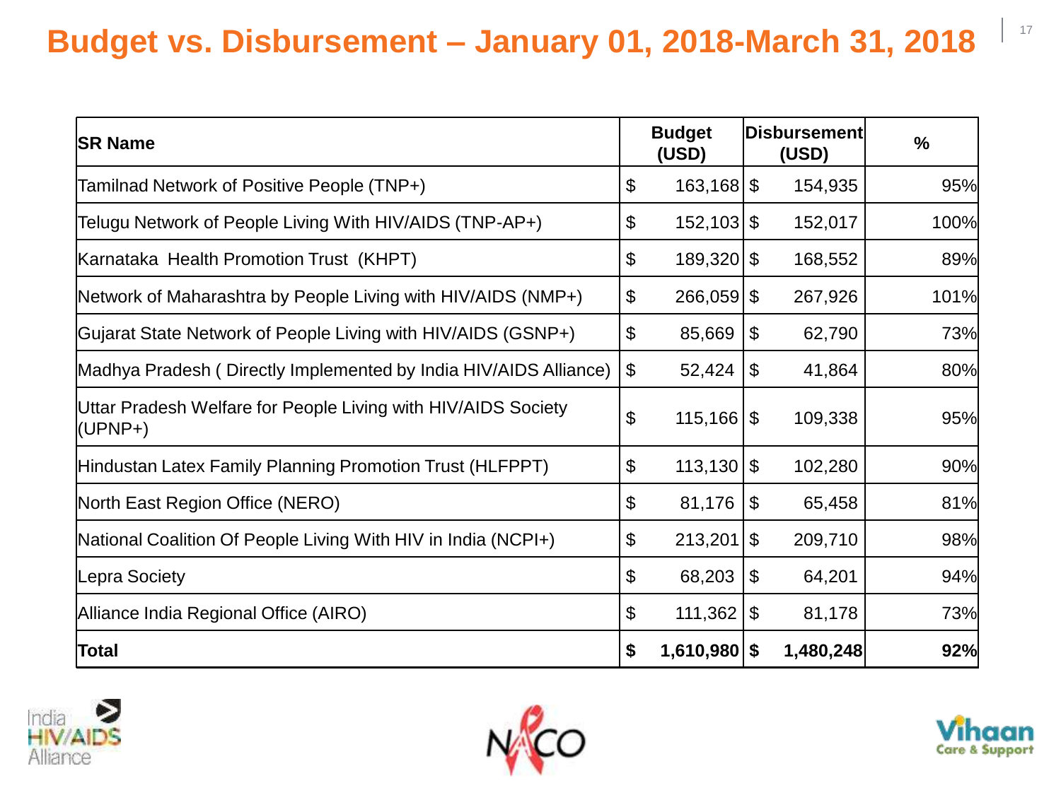# Budget vs. Disbursement – January 01, 2018-March 31, 2018

| SR Name | Budget (USD) | Disbursement (USD) | % |
|---|---|---|---|
| Tamilnad Network of Positive People (TNP+) | $ 163,168 | $ 154,935 | 95% |
| Telugu Network of People Living With HIV/AIDS (TNP-AP+) | $ 152,103 | $ 152,017 | 100% |
| Karnataka Health Promotion Trust (KHPT) | $ 189,320 | $ 168,552 | 89% |
| Network of Maharashtra by People Living with HIV/AIDS (NMP+) | $ 266,059 | $ 267,926 | 101% |
| Gujarat State Network of People Living with HIV/AIDS (GSNP+) | $ 85,669 | $ 62,790 | 73% |
| Madhya Pradesh ( Directly Implemented by India HIV/AIDS Alliance) | $ 52,424 | $ 41,864 | 80% |
| Uttar Pradesh Welfare for People Living with HIV/AIDS Society (UPNP+) | $ 115,166 | $ 109,338 | 95% |
| Hindustan Latex Family Planning Promotion Trust (HLFPPT) | $ 113,130 | $ 102,280 | 90% |
| North East Region Office (NERO) | $ 81,176 | $ 65,458 | 81% |
| National Coalition Of People Living With HIV in India (NCPI+) | $ 213,201 | $ 209,710 | 98% |
| Lepra Society | $ 68,203 | $ 64,201 | 94% |
| Alliance India Regional Office (AIRO) | $ 111,362 | $ 81,178 | 73% |
| **Total** | **$ 1,610,980** | **$ 1,480,248** | **92%** |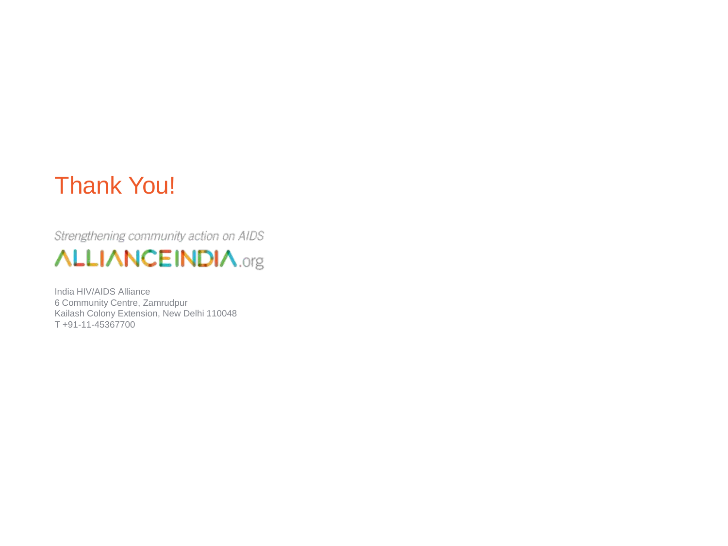# Thank You!

*Strengthening community action on AIDS*

ALLIANCEINDIA.org

India HIV/AIDS Alliance
6 Community Centre, Zamrudpur
Kailash Colony Extension, New Delhi 110048
T +91-11-45367700